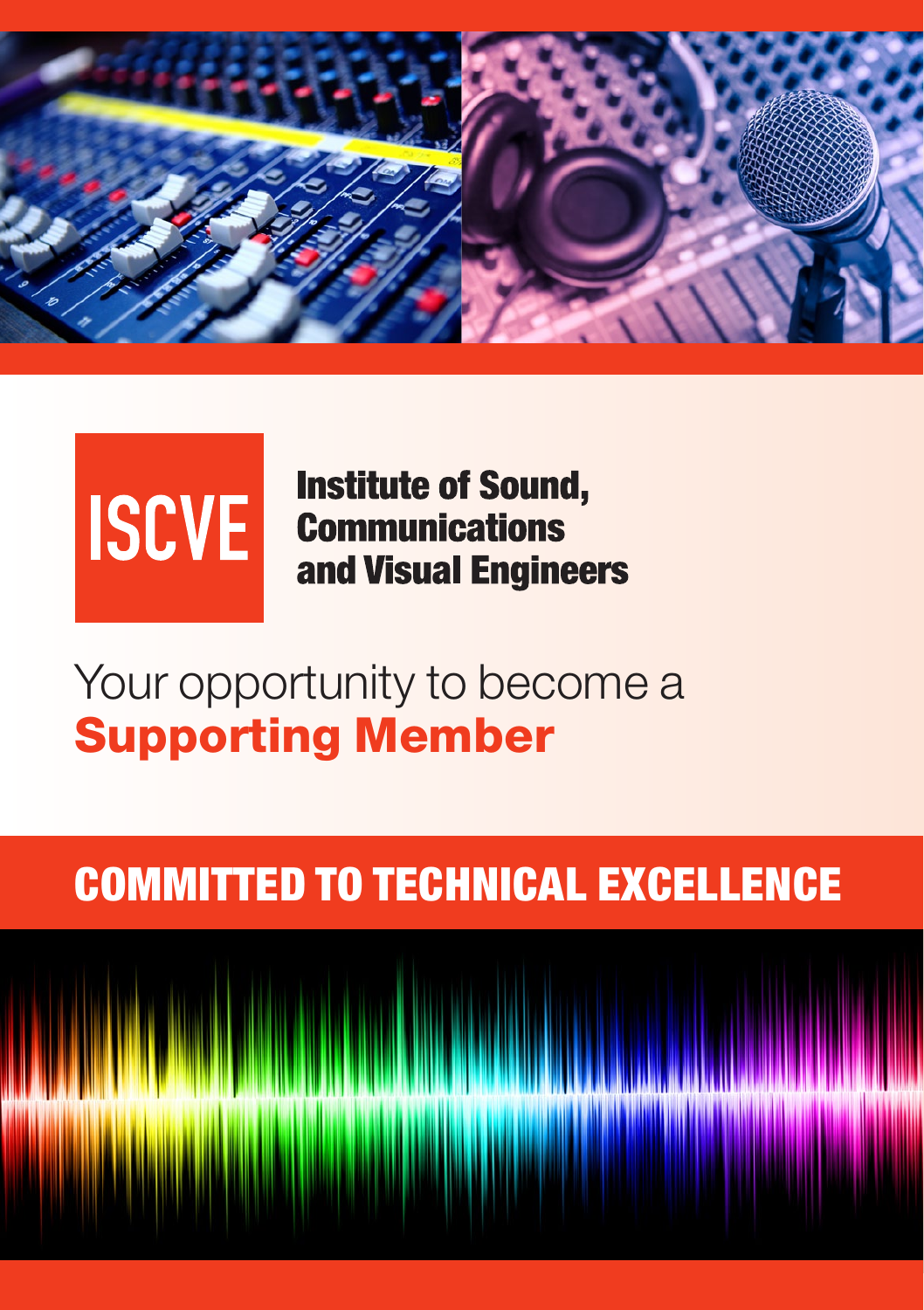ISCVE

**Institute of Sound, Communications and Visual Engineers**

# Your opportunity to become a **Supporting Member**

## COMMITTED TO TECHNICAL EXCELLENCE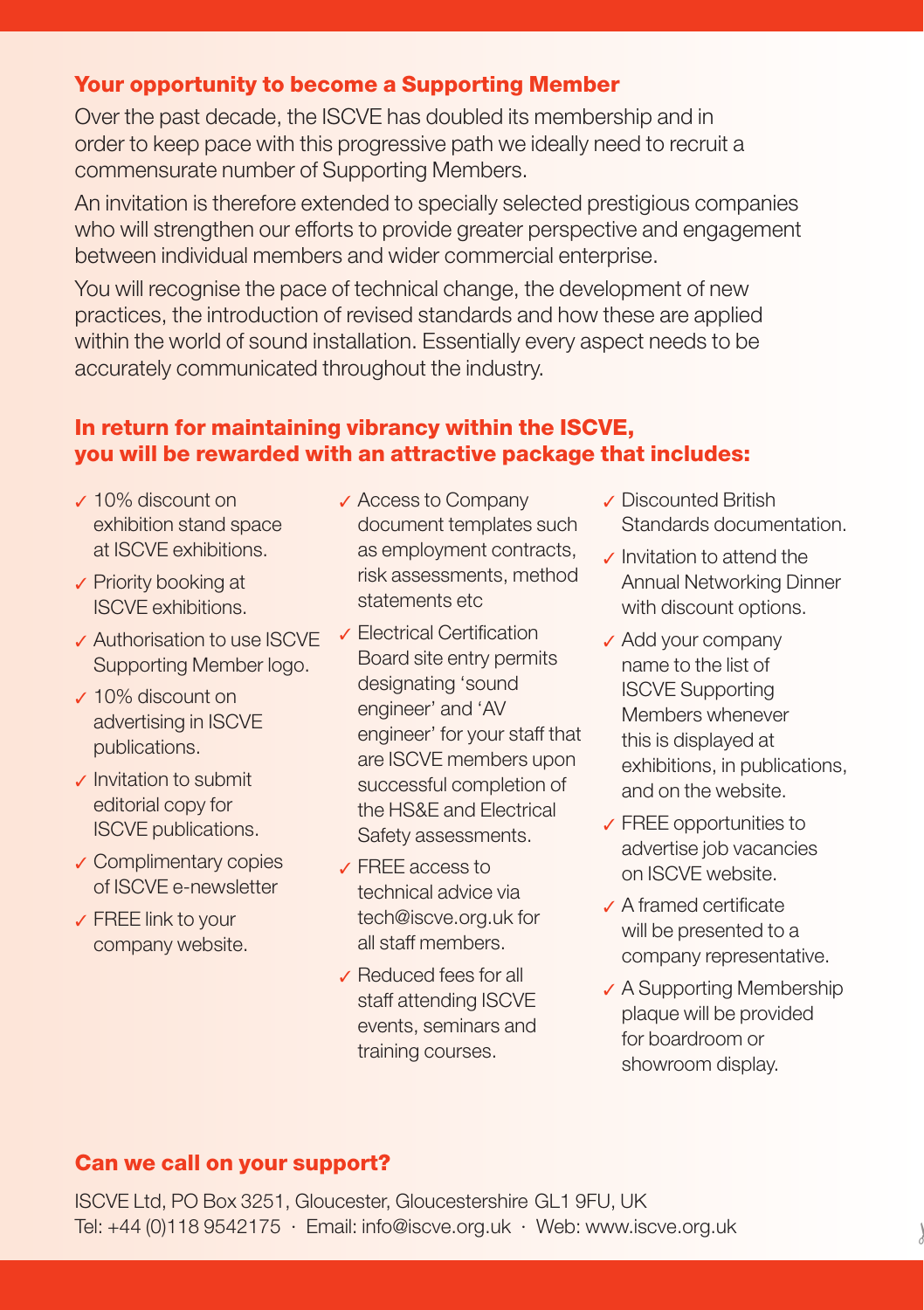## Your opportunity to become a Supporting Member

Over the past decade, the ISCVE has doubled its membership and in order to keep pace with this progressive path we ideally need to recruit a commensurate number of Supporting Members.

An invitation is therefore extended to specially selected prestigious companies who will strengthen our efforts to provide greater perspective and engagement between individual members and wider commercial enterprise.

You will recognise the pace of technical change, the development of new practices, the introduction of revised standards and how these are applied within the world of sound installation. Essentially every aspect needs to be accurately communicated throughout the industry.

## In return for maintaining vibrancy within the ISCVE, you will be rewarded with an attractive package that includes:

- ✓ 10% discount on exhibition stand space at ISCVE exhibitions.
- ✓ Priority booking at ISCVE exhibitions.
- ✓ Authorisation to use ISCVE Supporting Member logo.
- ✓ 10% discount on advertising in ISCVE publications.
- ✓ Invitation to submit editorial copy for ISCVE publications.
- ✓ Complimentary copies of ISCVE e-newsletter
- ✓ FREE link to your company website.
- ✓ Access to Company document templates such as employment contracts, risk assessments, method statements etc
- ✓ Electrical Certification Board site entry permits designating 'sound engineer' and 'AV engineer' for your staff that are ISCVE members upon successful completion of the HS&E and Electrical Safety assessments.
- ✓ FREE access to technical advice via tech@iscve.org.uk for all staff members.
- ✓ Reduced fees for all staff attending ISCVE events, seminars and training courses.
- ✓ Discounted British Standards documentation.
- ✓ Invitation to attend the Annual Networking Dinner with discount options.
- ✓ Add your company name to the list of ISCVE Supporting Members whenever this is displayed at exhibitions, in publications, and on the website.
- ✓ FREE opportunities to advertise job vacancies on ISCVE website.
- ✓ A framed certificate will be presented to a company representative.
- ✓ A Supporting Membership plaque will be provided for boardroom or showroom display.

## Can we call on your support?

ISCVE Ltd, PO Box 3251, Gloucester, Gloucestershire GL1 9FU, UK
Tel: +44 (0)118 9542175 · Email: info@iscve.org.uk · Web: www.iscve.org.uk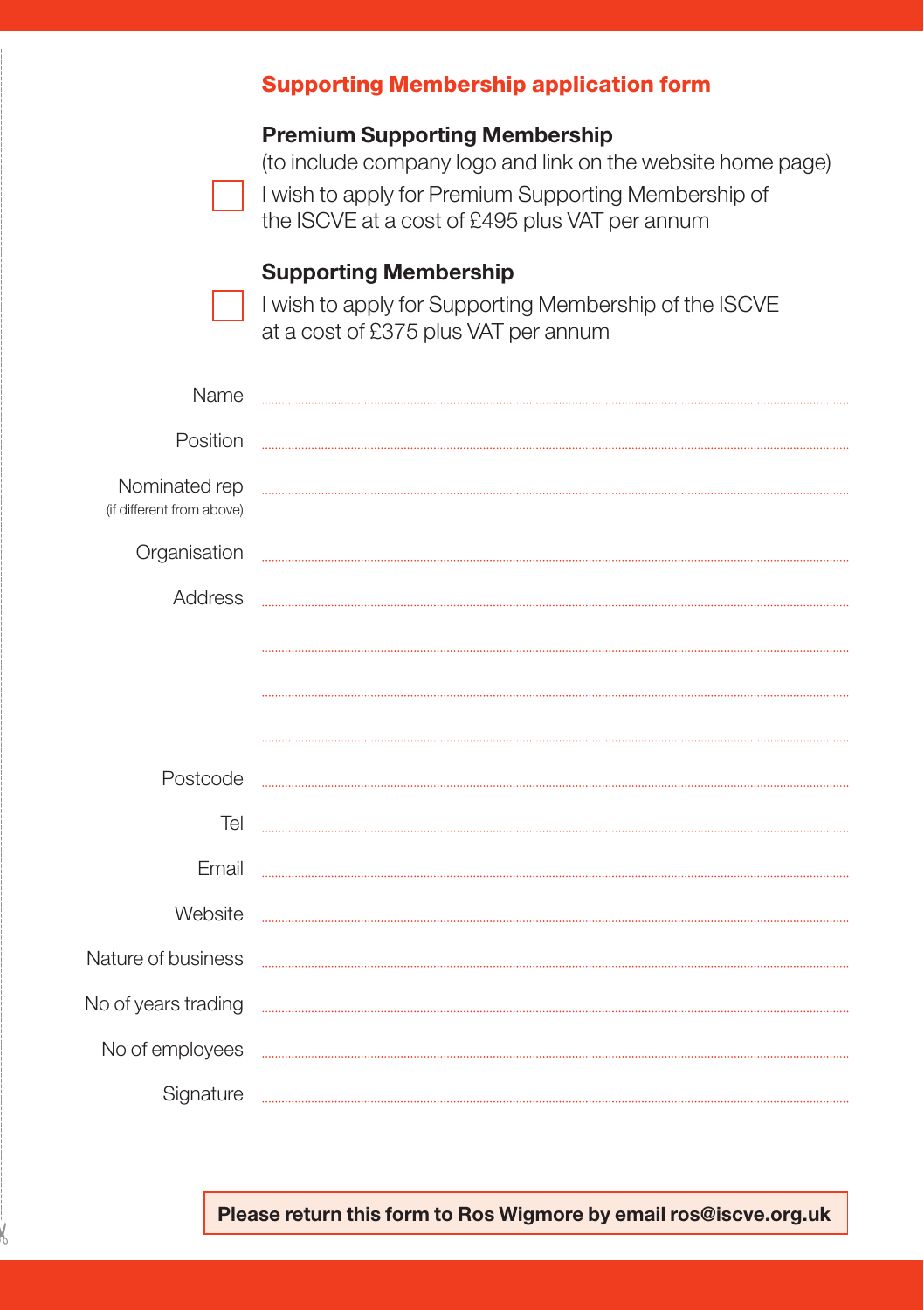## Supporting Membership application form

### Premium Supporting Membership

(to include company logo and link on the website home page)

☐ I wish to apply for Premium Supporting Membership of the ISCVE at a cost of £495 plus VAT per annum

### Supporting Membership

☐ I wish to apply for Supporting Membership of the ISCVE at a cost of £375 plus VAT per annum

Name ........................................................................

Position ........................................................................

Nominated rep (if different from above) ........................................................................

Organisation ........................................................................

Address ........................................................................

........................................................................

........................................................................

........................................................................

Postcode ........................................................................

Tel ........................................................................

Email ........................................................................

Website ........................................................................

Nature of business ........................................................................

No of years trading ........................................................................

No of employees ........................................................................

Signature ........................................................................

**Please return this form to Ros Wigmore by email ros@iscve.org.uk**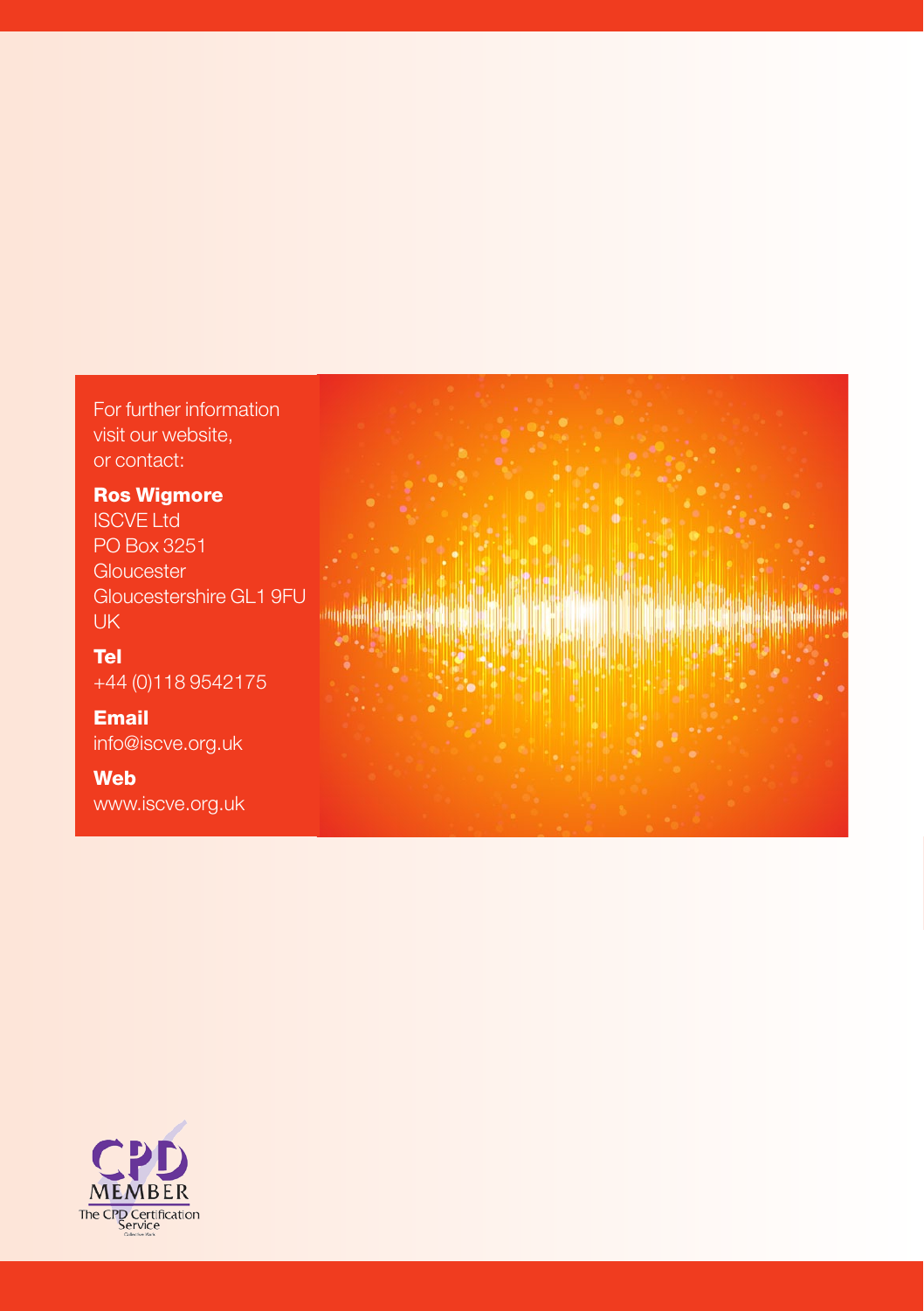For further information visit our website, or contact:

**Ros Wigmore**
ISCVE Ltd
PO Box 3251
Gloucester
Gloucestershire GL1 9FU
UK

**Tel**
+44 (0)118 9542175

**Email**
info@iscve.org.uk

**Web**
www.iscve.org.uk

CPD MEMBER
The CPD Certification Service